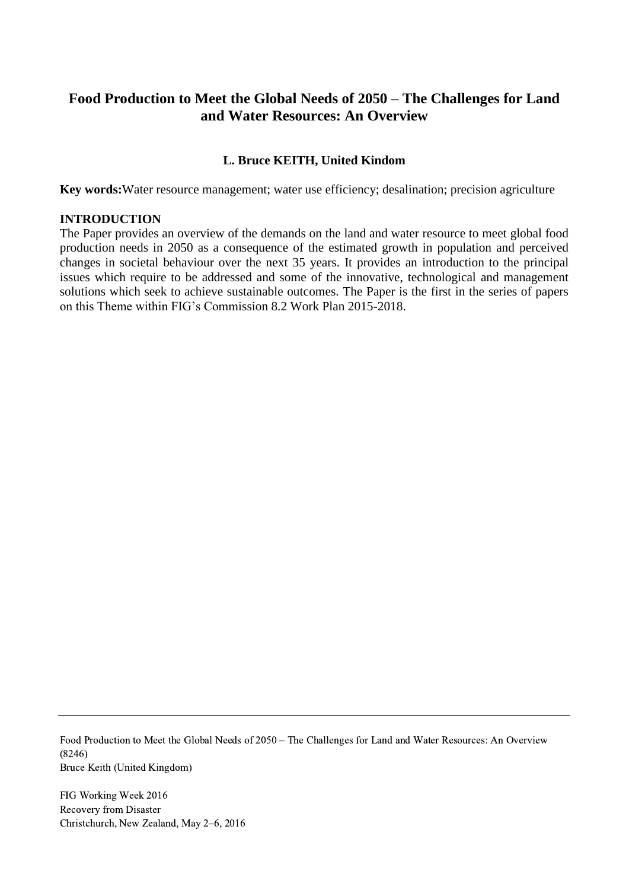# Food Production to Meet the Global Needs of 2050 – The Challenges for Land and Water Resources: An Overview

**L. Bruce KEITH, United Kindom**

**Key words:** Water resource management; water use efficiency; desalination; precision agriculture

## INTRODUCTION

The Paper provides an overview of the demands on the land and water resource to meet global food production needs in 2050 as a consequence of the estimated growth in population and perceived changes in societal behaviour over the next 35 years. It provides an introduction to the principal issues which require to be addressed and some of the innovative, technological and management solutions which seek to achieve sustainable outcomes. The Paper is the first in the series of papers on this Theme within FIG's Commission 8.2 Work Plan 2015-2018.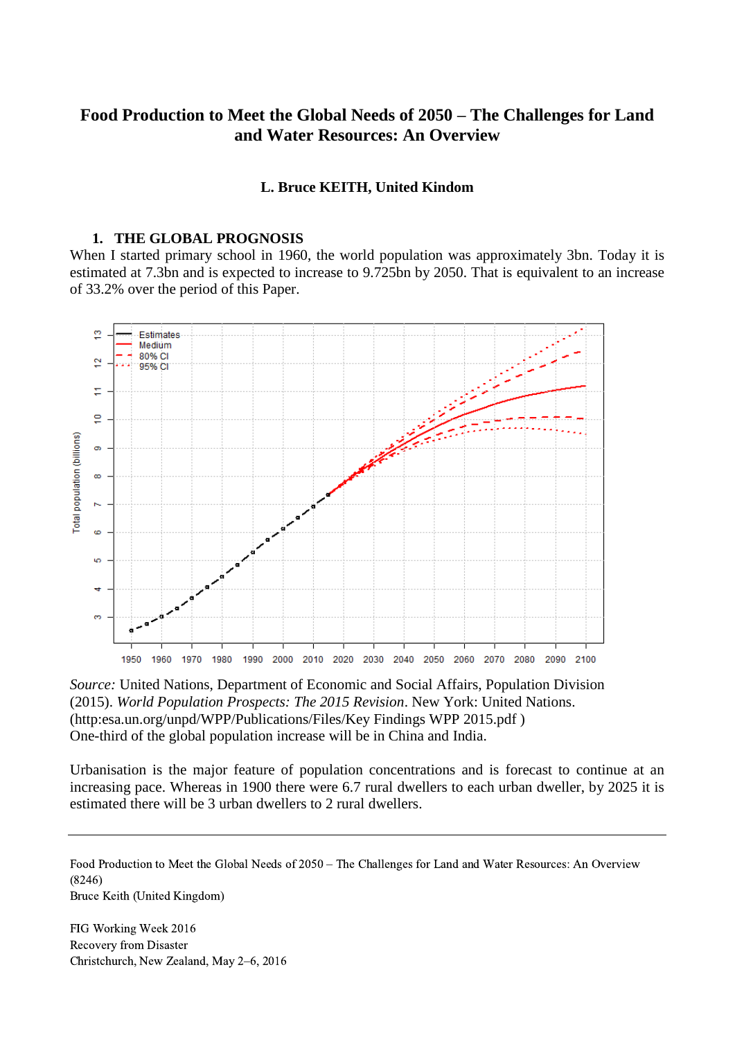# Food Production to Meet the Global Needs of 2050 – The Challenges for Land and Water Resources: An Overview

**L. Bruce KEITH, United Kingdom**

## 1. THE GLOBAL PROGNOSIS

When I started primary school in 1960, the world population was approximately 3bn. Today it is estimated at 7.3bn and is expected to increase to 9.725bn by 2050. That is equivalent to an increase of 33.2% over the period of this Paper.

*Source:* United Nations, Department of Economic and Social Affairs, Population Division (2015). *World Population Prospects: The 2015 Revision*. New York: United Nations. (http:esa.un.org/unpd/WPP/Publications/Files/Key Findings WPP 2015.pdf )

One-third of the global population increase will be in China and India.

Urbanisation is the major feature of population concentrations and is forecast to continue at an increasing pace. Whereas in 1900 there were 6.7 rural dwellers to each urban dweller, by 2025 it is estimated there will be 3 urban dwellers to 2 rural dwellers.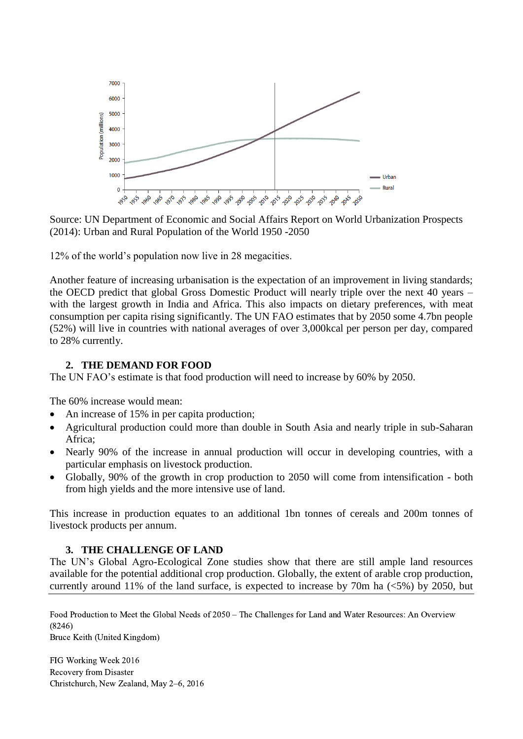Source: UN Department of Economic and Social Affairs Report on World Urbanization Prospects (2014): Urban and Rural Population of the World 1950 -2050

12% of the world's population now live in 28 megacities.

Another feature of increasing urbanisation is the expectation of an improvement in living standards; the OECD predict that global Gross Domestic Product will nearly triple over the next 40 years – with the largest growth in India and Africa. This also impacts on dietary preferences, with meat consumption per capita rising significantly. The UN FAO estimates that by 2050 some 4.7bn people (52%) will live in countries with national averages of over 3,000kcal per person per day, compared to 28% currently.

## 2. THE DEMAND FOR FOOD

The UN FAO's estimate is that food production will need to increase by 60% by 2050.

The 60% increase would mean:

- An increase of 15% in per capita production;
- Agricultural production could more than double in South Asia and nearly triple in sub-Saharan Africa;
- Nearly 90% of the increase in annual production will occur in developing countries, with a particular emphasis on livestock production.
- Globally, 90% of the growth in crop production to 2050 will come from intensification - both from high yields and the more intensive use of land.

This increase in production equates to an additional 1bn tonnes of cereals and 200m tonnes of livestock products per annum.

## 3. THE CHALLENGE OF LAND

The UN's Global Agro-Ecological Zone studies show that there are still ample land resources available for the potential additional crop production. Globally, the extent of arable crop production, currently around 11% of the land surface, is expected to increase by 70m ha (<5%) by 2050, but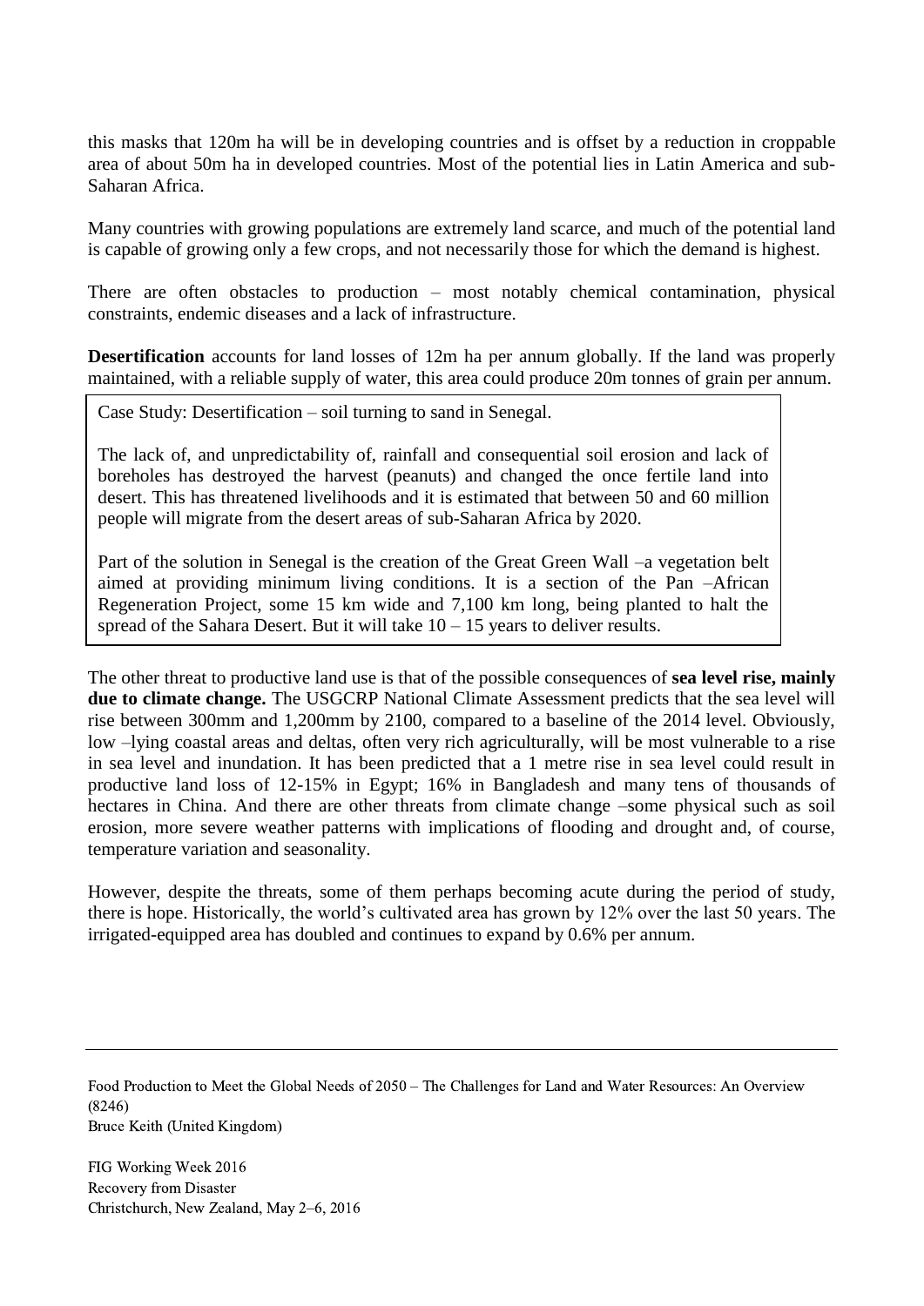this masks that 120m ha will be in developing countries and is offset by a reduction in croppable area of about 50m ha in developed countries. Most of the potential lies in Latin America and sub-Saharan Africa.

Many countries with growing populations are extremely land scarce, and much of the potential land is capable of growing only a few crops, and not necessarily those for which the demand is highest.

There are often obstacles to production – most notably chemical contamination, physical constraints, endemic diseases and a lack of infrastructure.

**Desertification** accounts for land losses of 12m ha per annum globally. If the land was properly maintained, with a reliable supply of water, this area could produce 20m tonnes of grain per annum.

> Case Study: Desertification – soil turning to sand in Senegal.
>
> The lack of, and unpredictability of, rainfall and consequential soil erosion and lack of boreholes has destroyed the harvest (peanuts) and changed the once fertile land into desert. This has threatened livelihoods and it is estimated that between 50 and 60 million people will migrate from the desert areas of sub-Saharan Africa by 2020.
>
> Part of the solution in Senegal is the creation of the Great Green Wall –a vegetation belt aimed at providing minimum living conditions. It is a section of the Pan –African Regeneration Project, some 15 km wide and 7,100 km long, being planted to halt the spread of the Sahara Desert. But it will take 10 – 15 years to deliver results.

The other threat to productive land use is that of the possible consequences of **sea level rise, mainly due to climate change.** The USGCRP National Climate Assessment predicts that the sea level will rise between 300mm and 1,200mm by 2100, compared to a baseline of the 2014 level. Obviously, low –lying coastal areas and deltas, often very rich agriculturally, will be most vulnerable to a rise in sea level and inundation. It has been predicted that a 1 metre rise in sea level could result in productive land loss of 12-15% in Egypt; 16% in Bangladesh and many tens of thousands of hectares in China. And there are other threats from climate change –some physical such as soil erosion, more severe weather patterns with implications of flooding and drought and, of course, temperature variation and seasonality.

However, despite the threats, some of them perhaps becoming acute during the period of study, there is hope. Historically, the world's cultivated area has grown by 12% over the last 50 years. The irrigated-equipped area has doubled and continues to expand by 0.6% per annum.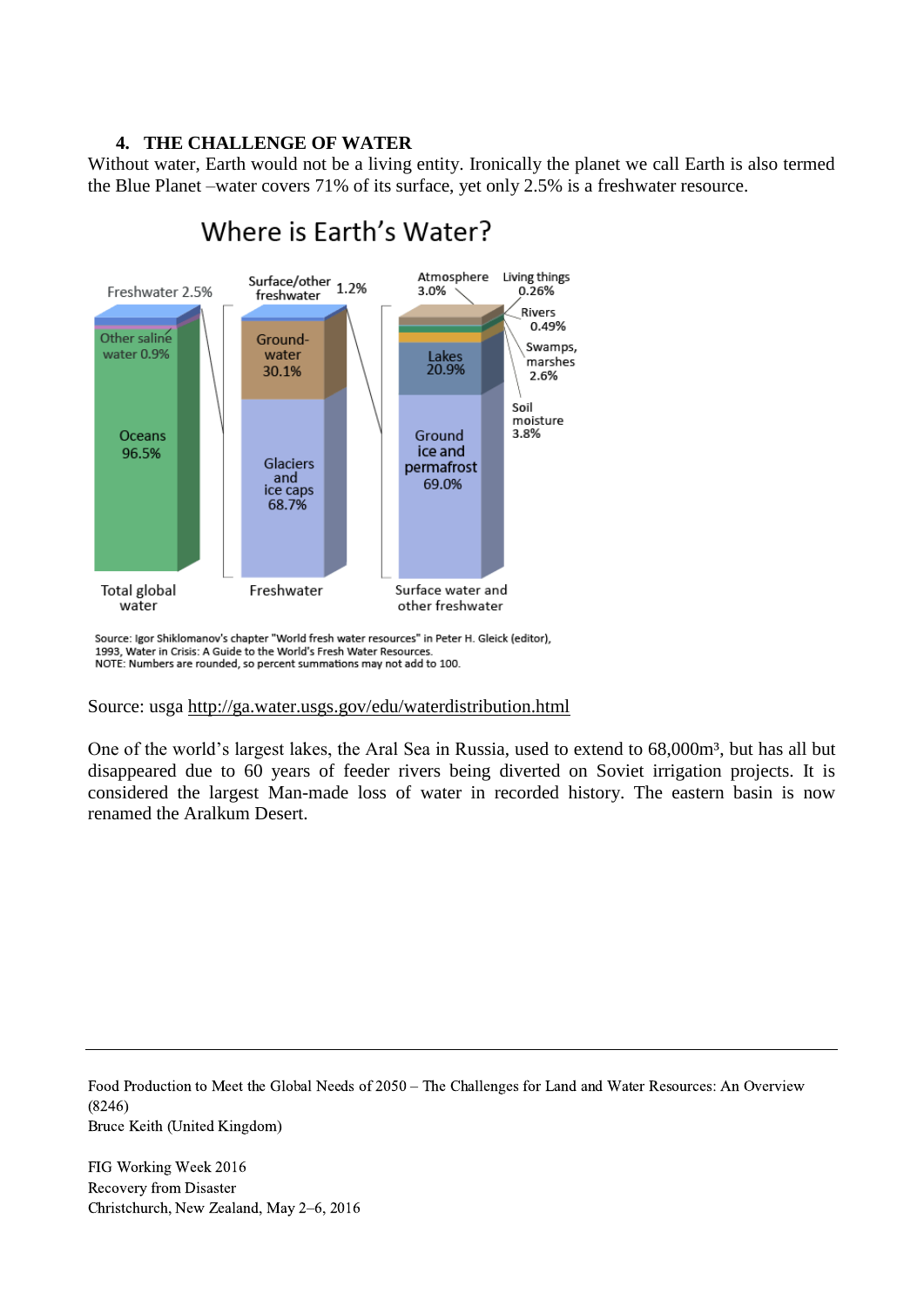## 4. THE CHALLENGE OF WATER

Without water, Earth would not be a living entity. Ironically the planet we call Earth is also termed the Blue Planet –water covers 71% of its surface, yet only 2.5% is a freshwater resource.

Where is Earth's Water?

Freshwater 2.5%

Other saline water 0.9%

Oceans 96.5%

Total global water

Surface/other freshwater 1.2%

Ground-water 30.1%

Glaciers and ice caps 68.7%

Freshwater

Atmosphere 3.0%

Living things 0.26%

Rivers 0.49%

Swamps, marshes 2.6%

Soil moisture 3.8%

Lakes 20.9%

Ground ice and permafrost 69.0%

Surface water and other freshwater

Source: Igor Shiklomanov's chapter "World fresh water resources" in Peter H. Gleick (editor), 1993, Water in Crisis: A Guide to the World's Fresh Water Resources.
NOTE: Numbers are rounded, so percent summations may not add to 100.

Source: usga http://ga.water.usgs.gov/edu/waterdistribution.html

One of the world's largest lakes, the Aral Sea in Russia, used to extend to 68,000m³, but has all but disappeared due to 60 years of feeder rivers being diverted on Soviet irrigation projects. It is considered the largest Man-made loss of water in recorded history. The eastern basin is now renamed the Aralkum Desert.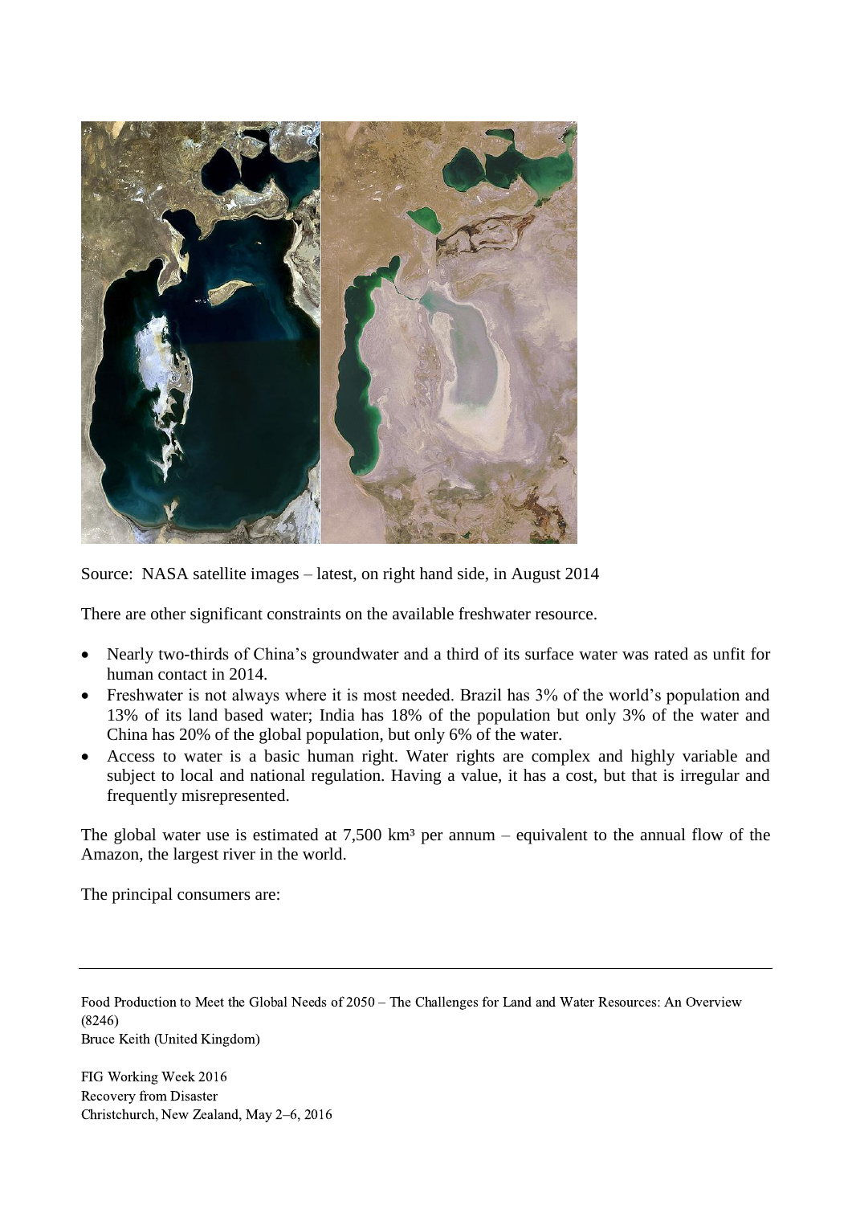Source: NASA satellite images – latest, on right hand side, in August 2014

There are other significant constraints on the available freshwater resource.

- Nearly two-thirds of China's groundwater and a third of its surface water was rated as unfit for human contact in 2014.
- Freshwater is not always where it is most needed. Brazil has 3% of the world's population and 13% of its land based water; India has 18% of the population but only 3% of the water and China has 20% of the global population, but only 6% of the water.
- Access to water is a basic human right. Water rights are complex and highly variable and subject to local and national regulation. Having a value, it has a cost, but that is irregular and frequently misrepresented.

The global water use is estimated at 7,500 km³ per annum – equivalent to the annual flow of the Amazon, the largest river in the world.

The principal consumers are: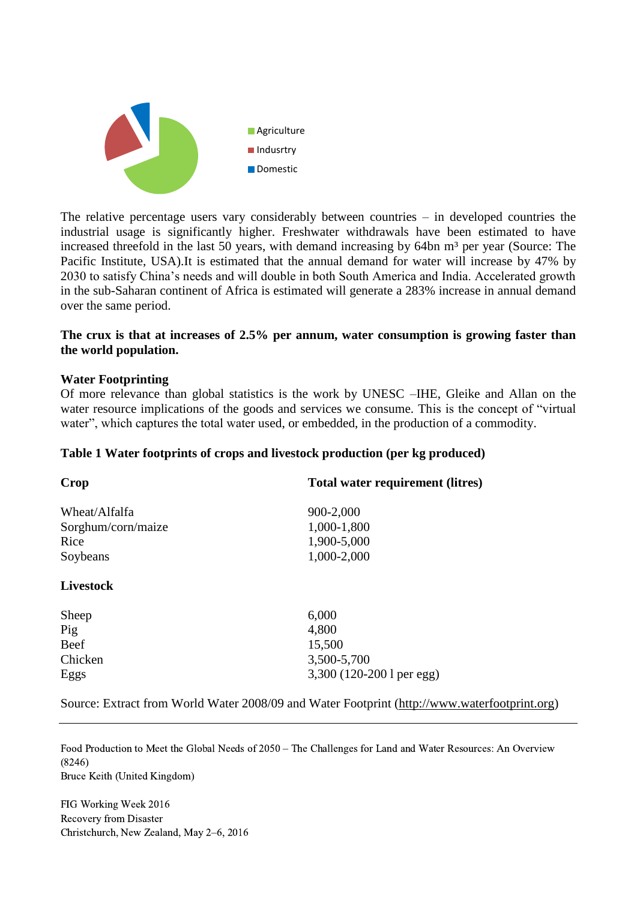The relative percentage users vary considerably between countries – in developed countries the industrial usage is significantly higher. Freshwater withdrawals have been estimated to have increased threefold in the last 50 years, with demand increasing by 64bn m³ per year (Source: The Pacific Institute, USA).It is estimated that the annual demand for water will increase by 47% by 2030 to satisfy China's needs and will double in both South America and India. Accelerated growth in the sub-Saharan continent of Africa is estimated will generate a 283% increase in annual demand over the same period.

**The crux is that at increases of 2.5% per annum, water consumption is growing faster than the world population.**

**Water Footprinting**

Of more relevance than global statistics is the work by UNESC –IHE, Gleike and Allan on the water resource implications of the goods and services we consume. This is the concept of "virtual water", which captures the total water used, or embedded, in the production of a commodity.

**Table 1 Water footprints of crops and livestock production (per kg produced)**

| **Crop** | **Total water requirement (litres)** |
|---|---|
| Wheat/Alfalfa | 900-2,000 |
| Sorghum/corn/maize | 1,000-1,800 |
| Rice | 1,900-5,000 |
| Soybeans | 1,000-2,000 |
| **Livestock** | |
| Sheep | 6,000 |
| Pig | 4,800 |
| Beef | 15,500 |
| Chicken | 3,500-5,700 |
| Eggs | 3,300 (120-200 l per egg) |

Source: Extract from World Water 2008/09 and Water Footprint (http://www.waterfootprint.org)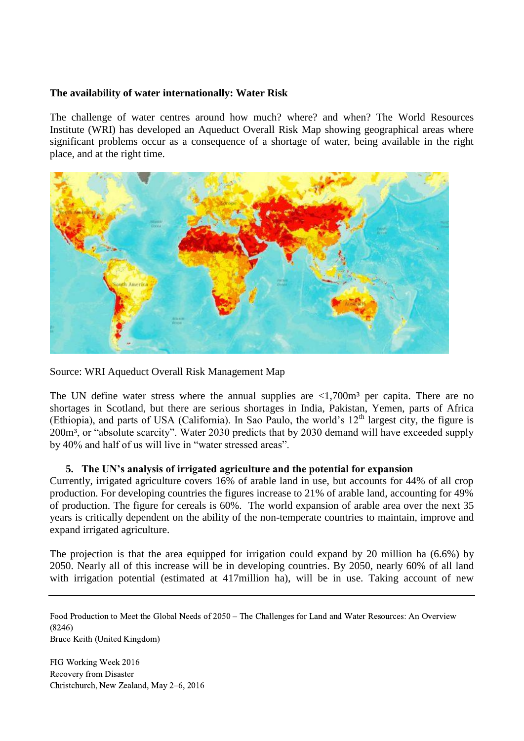**The availability of water internationally: Water Risk**

The challenge of water centres around how much? where? and when? The World Resources Institute (WRI) has developed an Aqueduct Overall Risk Map showing geographical areas where significant problems occur as a consequence of a shortage of water, being available in the right place, and at the right time.

Source: WRI Aqueduct Overall Risk Management Map

The UN define water stress where the annual supplies are <1,700m³ per capita. There are no shortages in Scotland, but there are serious shortages in India, Pakistan, Yemen, parts of Africa (Ethiopia), and parts of USA (California). In Sao Paulo, the world's 12th largest city, the figure is 200m³, or "absolute scarcity". Water 2030 predicts that by 2030 demand will have exceeded supply by 40% and half of us will live in "water stressed areas".

**5. The UN's analysis of irrigated agriculture and the potential for expansion**

Currently, irrigated agriculture covers 16% of arable land in use, but accounts for 44% of all crop production. For developing countries the figures increase to 21% of arable land, accounting for 49% of production. The figure for cereals is 60%. The world expansion of arable area over the next 35 years is critically dependent on the ability of the non-temperate countries to maintain, improve and expand irrigated agriculture.

The projection is that the area equipped for irrigation could expand by 20 million ha (6.6%) by 2050. Nearly all of this increase will be in developing countries. By 2050, nearly 60% of all land with irrigation potential (estimated at 417million ha), will be in use. Taking account of new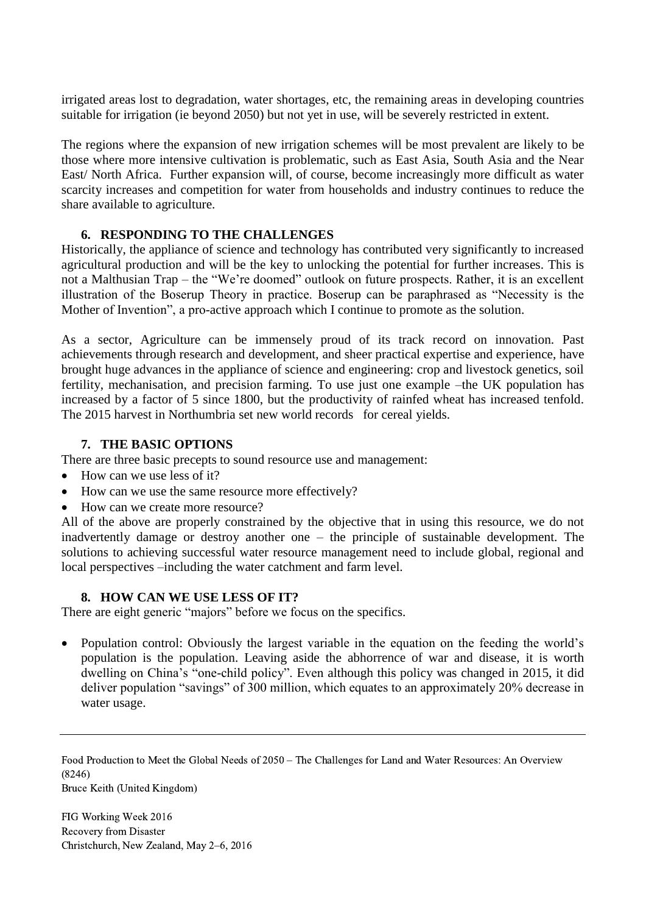irrigated areas lost to degradation, water shortages, etc, the remaining areas in developing countries suitable for irrigation (ie beyond 2050) but not yet in use, will be severely restricted in extent.

The regions where the expansion of new irrigation schemes will be most prevalent are likely to be those where more intensive cultivation is problematic, such as East Asia, South Asia and the Near East/ North Africa. Further expansion will, of course, become increasingly more difficult as water scarcity increases and competition for water from households and industry continues to reduce the share available to agriculture.

## 6. RESPONDING TO THE CHALLENGES

Historically, the appliance of science and technology has contributed very significantly to increased agricultural production and will be the key to unlocking the potential for further increases. This is not a Malthusian Trap – the "We're doomed" outlook on future prospects. Rather, it is an excellent illustration of the Boserup Theory in practice. Boserup can be paraphrased as "Necessity is the Mother of Invention", a pro-active approach which I continue to promote as the solution.

As a sector, Agriculture can be immensely proud of its track record on innovation. Past achievements through research and development, and sheer practical expertise and experience, have brought huge advances in the appliance of science and engineering: crop and livestock genetics, soil fertility, mechanisation, and precision farming. To use just one example –the UK population has increased by a factor of 5 since 1800, but the productivity of rainfed wheat has increased tenfold. The 2015 harvest in Northumbria set new world records for cereal yields.

## 7. THE BASIC OPTIONS

There are three basic precepts to sound resource use and management:

- How can we use less of it?
- How can we use the same resource more effectively?
- How can we create more resource?

All of the above are properly constrained by the objective that in using this resource, we do not inadvertently damage or destroy another one – the principle of sustainable development. The solutions to achieving successful water resource management need to include global, regional and local perspectives –including the water catchment and farm level.

## 8. HOW CAN WE USE LESS OF IT?

There are eight generic "majors" before we focus on the specifics.

- Population control: Obviously the largest variable in the equation on the feeding the world's population is the population. Leaving aside the abhorrence of war and disease, it is worth dwelling on China's "one-child policy". Even although this policy was changed in 2015, it did deliver population "savings" of 300 million, which equates to an approximately 20% decrease in water usage.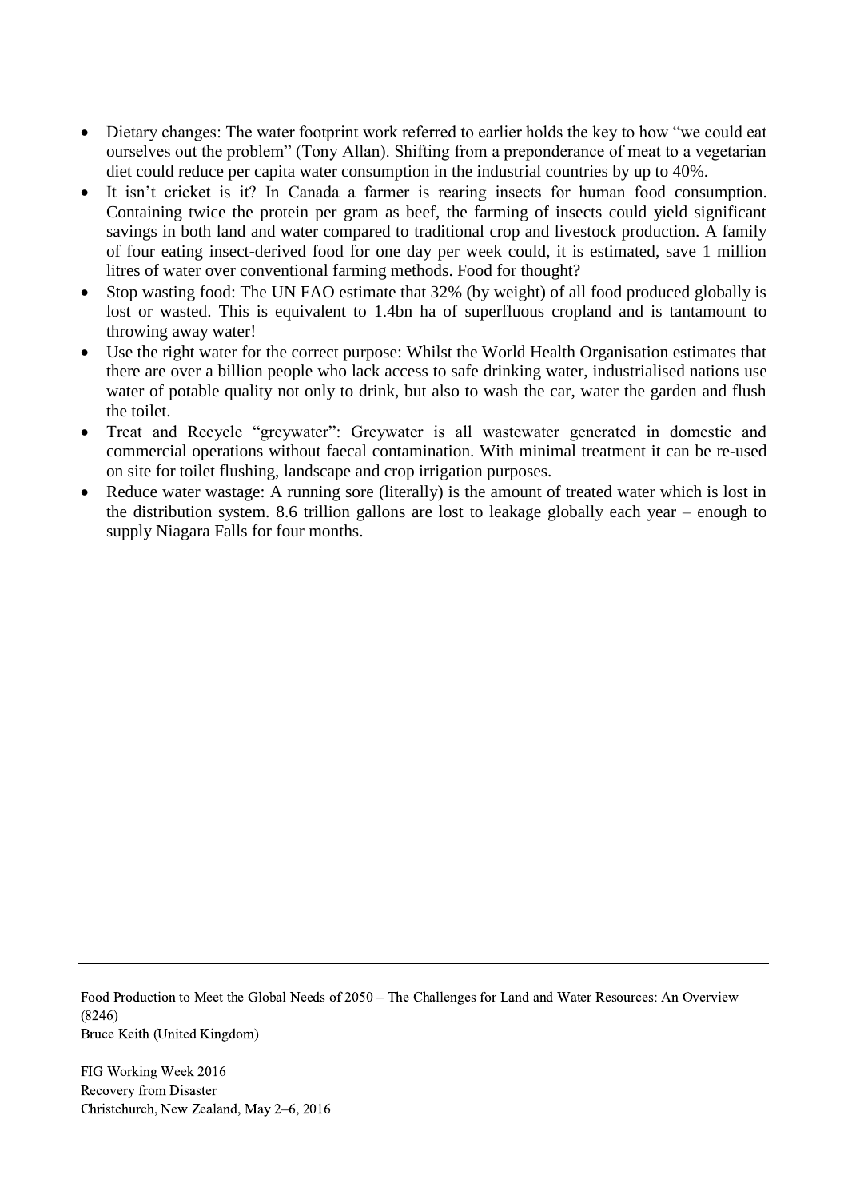- Dietary changes: The water footprint work referred to earlier holds the key to how "we could eat ourselves out the problem" (Tony Allan). Shifting from a preponderance of meat to a vegetarian diet could reduce per capita water consumption in the industrial countries by up to 40%.
- It isn't cricket is it? In Canada a farmer is rearing insects for human food consumption. Containing twice the protein per gram as beef, the farming of insects could yield significant savings in both land and water compared to traditional crop and livestock production. A family of four eating insect-derived food for one day per week could, it is estimated, save 1 million litres of water over conventional farming methods. Food for thought?
- Stop wasting food: The UN FAO estimate that 32% (by weight) of all food produced globally is lost or wasted. This is equivalent to 1.4bn ha of superfluous cropland and is tantamount to throwing away water!
- Use the right water for the correct purpose: Whilst the World Health Organisation estimates that there are over a billion people who lack access to safe drinking water, industrialised nations use water of potable quality not only to drink, but also to wash the car, water the garden and flush the toilet.
- Treat and Recycle "greywater": Greywater is all wastewater generated in domestic and commercial operations without faecal contamination. With minimal treatment it can be re-used on site for toilet flushing, landscape and crop irrigation purposes.
- Reduce water wastage: A running sore (literally) is the amount of treated water which is lost in the distribution system. 8.6 trillion gallons are lost to leakage globally each year – enough to supply Niagara Falls for four months.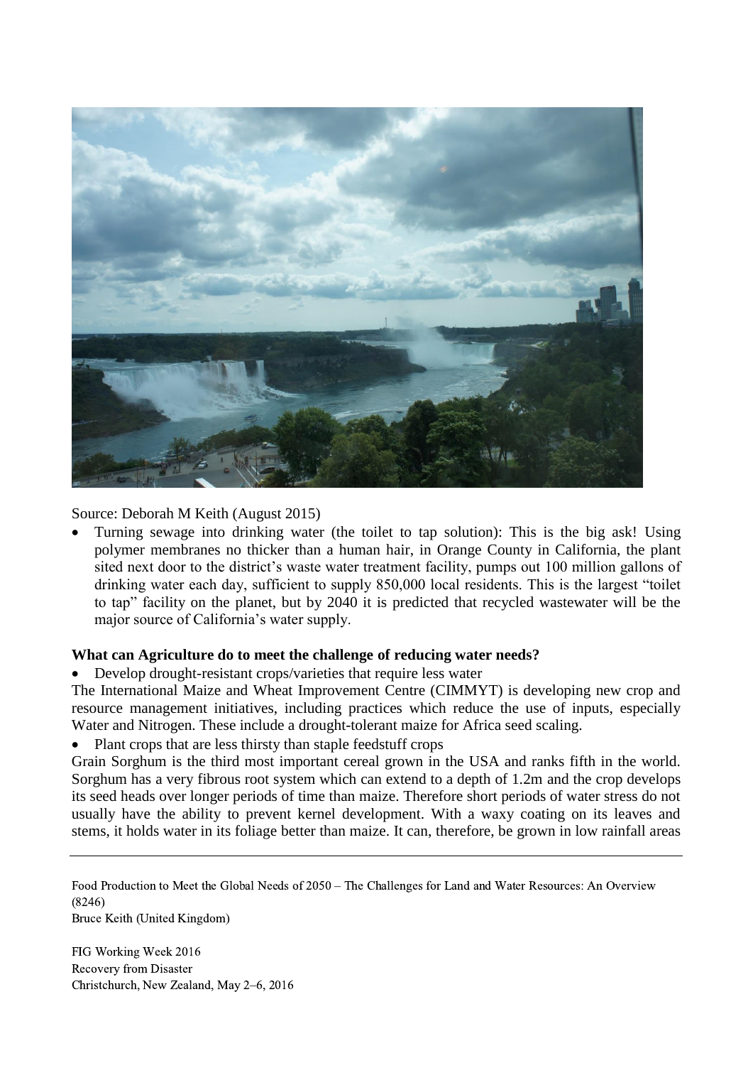Source: Deborah M Keith (August 2015)

- Turning sewage into drinking water (the toilet to tap solution): This is the big ask! Using polymer membranes no thicker than a human hair, in Orange County in California, the plant sited next door to the district's waste water treatment facility, pumps out 100 million gallons of drinking water each day, sufficient to supply 850,000 local residents. This is the largest "toilet to tap" facility on the planet, but by 2040 it is predicted that recycled wastewater will be the major source of California's water supply.

**What can Agriculture do to meet the challenge of reducing water needs?**

- Develop drought-resistant crops/varieties that require less water

The International Maize and Wheat Improvement Centre (CIMMYT) is developing new crop and resource management initiatives, including practices which reduce the use of inputs, especially Water and Nitrogen. These include a drought-tolerant maize for Africa seed scaling.

- Plant crops that are less thirsty than staple feedstuff crops

Grain Sorghum is the third most important cereal grown in the USA and ranks fifth in the world. Sorghum has a very fibrous root system which can extend to a depth of 1.2m and the crop develops its seed heads over longer periods of time than maize. Therefore short periods of water stress do not usually have the ability to prevent kernel development. With a waxy coating on its leaves and stems, it holds water in its foliage better than maize. It can, therefore, be grown in low rainfall areas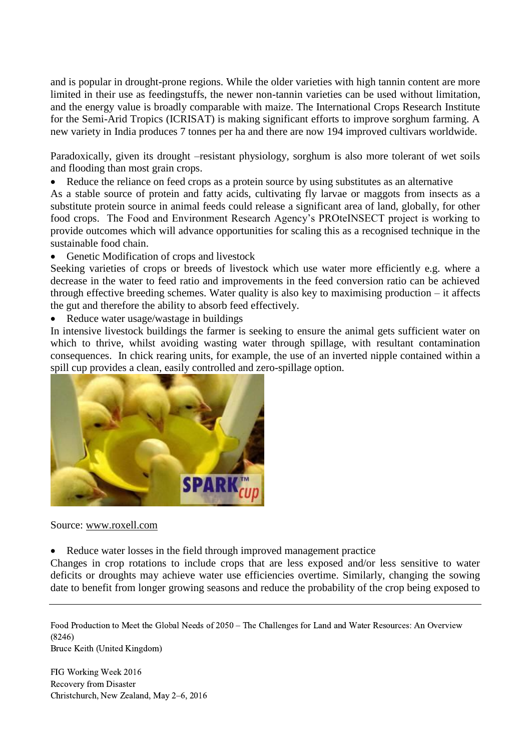and is popular in drought-prone regions. While the older varieties with high tannin content are more limited in their use as feedingstuffs, the newer non-tannin varieties can be used without limitation, and the energy value is broadly comparable with maize. The International Crops Research Institute for the Semi-Arid Tropics (ICRISAT) is making significant efforts to improve sorghum farming. A new variety in India produces 7 tonnes per ha and there are now 194 improved cultivars worldwide.

Paradoxically, given its drought –resistant physiology, sorghum is also more tolerant of wet soils and flooding than most grain crops.

- Reduce the reliance on feed crops as a protein source by using substitutes as an alternative

As a stable source of protein and fatty acids, cultivating fly larvae or maggots from insects as a substitute protein source in animal feeds could release a significant area of land, globally, for other food crops. The Food and Environment Research Agency's PROteINSECT project is working to provide outcomes which will advance opportunities for scaling this as a recognised technique in the sustainable food chain.

- Genetic Modification of crops and livestock

Seeking varieties of crops or breeds of livestock which use water more efficiently e.g. where a decrease in the water to feed ratio and improvements in the feed conversion ratio can be achieved through effective breeding schemes. Water quality is also key to maximising production – it affects the gut and therefore the ability to absorb feed effectively.

- Reduce water usage/wastage in buildings

In intensive livestock buildings the farmer is seeking to ensure the animal gets sufficient water on which to thrive, whilst avoiding wasting water through spillage, with resultant contamination consequences. In chick rearing units, for example, the use of an inverted nipple contained within a spill cup provides a clean, easily controlled and zero-spillage option.

Source: www.roxell.com

- Reduce water losses in the field through improved management practice

Changes in crop rotations to include crops that are less exposed and/or less sensitive to water deficits or droughts may achieve water use efficiencies overtime. Similarly, changing the sowing date to benefit from longer growing seasons and reduce the probability of the crop being exposed to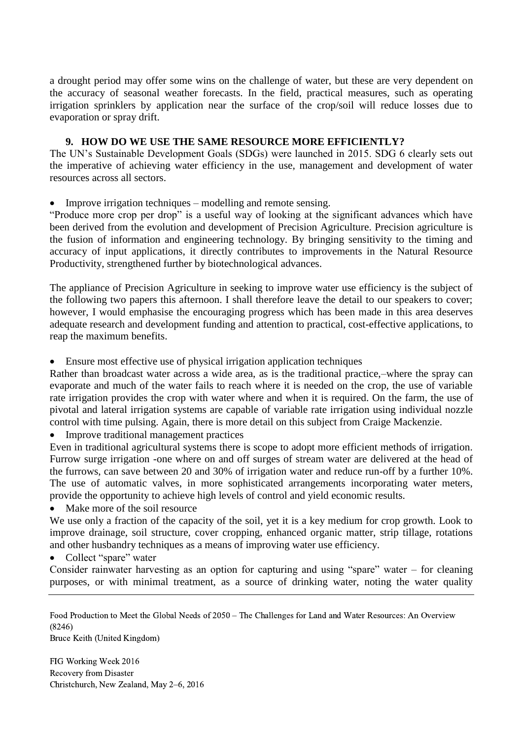a drought period may offer some wins on the challenge of water, but these are very dependent on the accuracy of seasonal weather forecasts. In the field, practical measures, such as operating irrigation sprinklers by application near the surface of the crop/soil will reduce losses due to evaporation or spray drift.

## 9. HOW DO WE USE THE SAME RESOURCE MORE EFFICIENTLY?

The UN's Sustainable Development Goals (SDGs) were launched in 2015. SDG 6 clearly sets out the imperative of achieving water efficiency in the use, management and development of water resources across all sectors.

- Improve irrigation techniques – modelling and remote sensing.

"Produce more crop per drop" is a useful way of looking at the significant advances which have been derived from the evolution and development of Precision Agriculture. Precision agriculture is the fusion of information and engineering technology. By bringing sensitivity to the timing and accuracy of input applications, it directly contributes to improvements in the Natural Resource Productivity, strengthened further by biotechnological advances.

The appliance of Precision Agriculture in seeking to improve water use efficiency is the subject of the following two papers this afternoon. I shall therefore leave the detail to our speakers to cover; however, I would emphasise the encouraging progress which has been made in this area deserves adequate research and development funding and attention to practical, cost-effective applications, to reap the maximum benefits.

- Ensure most effective use of physical irrigation application techniques

Rather than broadcast water across a wide area, as is the traditional practice,–where the spray can evaporate and much of the water fails to reach where it is needed on the crop, the use of variable rate irrigation provides the crop with water where and when it is required. On the farm, the use of pivotal and lateral irrigation systems are capable of variable rate irrigation using individual nozzle control with time pulsing. Again, there is more detail on this subject from Craige Mackenzie.

- Improve traditional management practices

Even in traditional agricultural systems there is scope to adopt more efficient methods of irrigation. Furrow surge irrigation -one where on and off surges of stream water are delivered at the head of the furrows, can save between 20 and 30% of irrigation water and reduce run-off by a further 10%. The use of automatic valves, in more sophisticated arrangements incorporating water meters, provide the opportunity to achieve high levels of control and yield economic results.

- Make more of the soil resource

We use only a fraction of the capacity of the soil, yet it is a key medium for crop growth. Look to improve drainage, soil structure, cover cropping, enhanced organic matter, strip tillage, rotations and other husbandry techniques as a means of improving water use efficiency.

- Collect "spare" water

Consider rainwater harvesting as an option for capturing and using "spare" water – for cleaning purposes, or with minimal treatment, as a source of drinking water, noting the water quality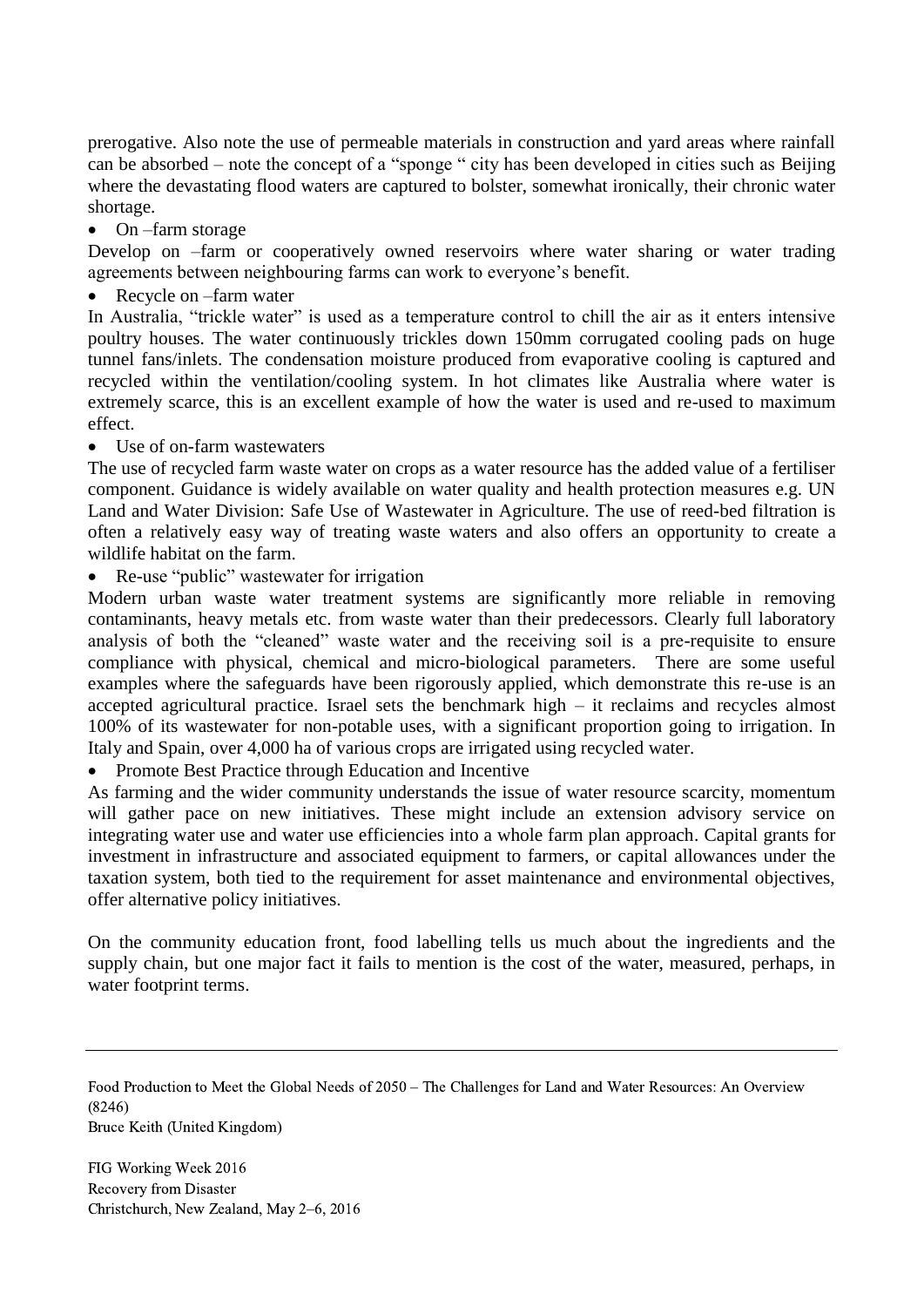prerogative. Also note the use of permeable materials in construction and yard areas where rainfall can be absorbed – note the concept of a "sponge " city has been developed in cities such as Beijing where the devastating flood waters are captured to bolster, somewhat ironically, their chronic water shortage.

- On –farm storage

Develop on –farm or cooperatively owned reservoirs where water sharing or water trading agreements between neighbouring farms can work to everyone's benefit.

- Recycle on –farm water

In Australia, "trickle water" is used as a temperature control to chill the air as it enters intensive poultry houses. The water continuously trickles down 150mm corrugated cooling pads on huge tunnel fans/inlets. The condensation moisture produced from evaporative cooling is captured and recycled within the ventilation/cooling system. In hot climates like Australia where water is extremely scarce, this is an excellent example of how the water is used and re-used to maximum effect.

- Use of on-farm wastewaters

The use of recycled farm waste water on crops as a water resource has the added value of a fertiliser component. Guidance is widely available on water quality and health protection measures e.g. UN Land and Water Division: Safe Use of Wastewater in Agriculture. The use of reed-bed filtration is often a relatively easy way of treating waste waters and also offers an opportunity to create a wildlife habitat on the farm.

- Re-use "public" wastewater for irrigation

Modern urban waste water treatment systems are significantly more reliable in removing contaminants, heavy metals etc. from waste water than their predecessors. Clearly full laboratory analysis of both the "cleaned" waste water and the receiving soil is a pre-requisite to ensure compliance with physical, chemical and micro-biological parameters. There are some useful examples where the safeguards have been rigorously applied, which demonstrate this re-use is an accepted agricultural practice. Israel sets the benchmark high – it reclaims and recycles almost 100% of its wastewater for non-potable uses, with a significant proportion going to irrigation. In Italy and Spain, over 4,000 ha of various crops are irrigated using recycled water.

- Promote Best Practice through Education and Incentive

As farming and the wider community understands the issue of water resource scarcity, momentum will gather pace on new initiatives. These might include an extension advisory service on integrating water use and water use efficiencies into a whole farm plan approach. Capital grants for investment in infrastructure and associated equipment to farmers, or capital allowances under the taxation system, both tied to the requirement for asset maintenance and environmental objectives, offer alternative policy initiatives.

On the community education front, food labelling tells us much about the ingredients and the supply chain, but one major fact it fails to mention is the cost of the water, measured, perhaps, in water footprint terms.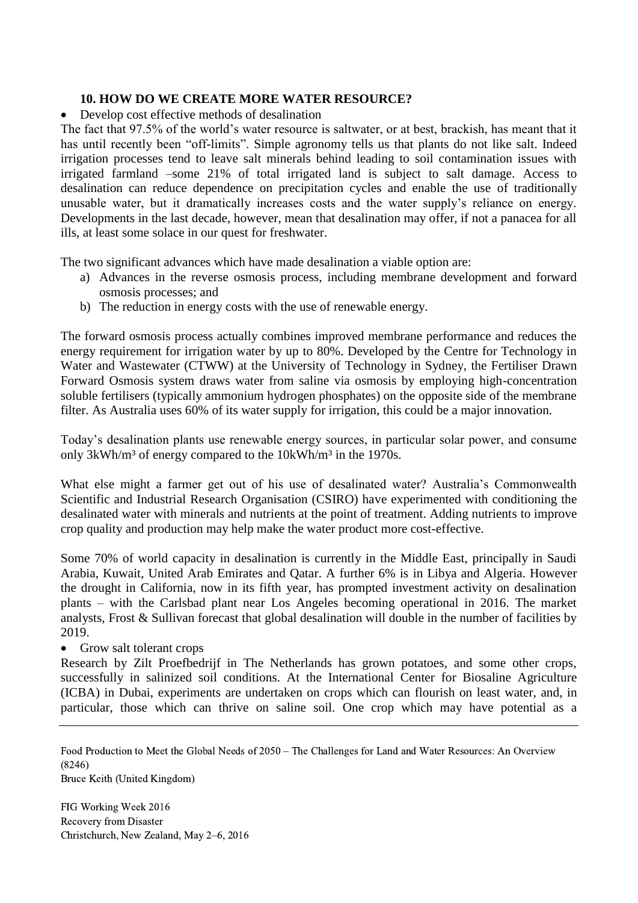### 10. HOW DO WE CREATE MORE WATER RESOURCE?

- Develop cost effective methods of desalination

The fact that 97.5% of the world's water resource is saltwater, or at best, brackish, has meant that it has until recently been "off-limits". Simple agronomy tells us that plants do not like salt. Indeed irrigation processes tend to leave salt minerals behind leading to soil contamination issues with irrigated farmland –some 21% of total irrigated land is subject to salt damage. Access to desalination can reduce dependence on precipitation cycles and enable the use of traditionally unusable water, but it dramatically increases costs and the water supply's reliance on energy. Developments in the last decade, however, mean that desalination may offer, if not a panacea for all ills, at least some solace in our quest for freshwater.

The two significant advances which have made desalination a viable option are:

a) Advances in the reverse osmosis process, including membrane development and forward osmosis processes; and
b) The reduction in energy costs with the use of renewable energy.

The forward osmosis process actually combines improved membrane performance and reduces the energy requirement for irrigation water by up to 80%. Developed by the Centre for Technology in Water and Wastewater (CTWW) at the University of Technology in Sydney, the Fertiliser Drawn Forward Osmosis system draws water from saline via osmosis by employing high-concentration soluble fertilisers (typically ammonium hydrogen phosphates) on the opposite side of the membrane filter. As Australia uses 60% of its water supply for irrigation, this could be a major innovation.

Today's desalination plants use renewable energy sources, in particular solar power, and consume only 3kWh/m³ of energy compared to the 10kWh/m³ in the 1970s.

What else might a farmer get out of his use of desalinated water? Australia's Commonwealth Scientific and Industrial Research Organisation (CSIRO) have experimented with conditioning the desalinated water with minerals and nutrients at the point of treatment. Adding nutrients to improve crop quality and production may help make the water product more cost-effective.

Some 70% of world capacity in desalination is currently in the Middle East, principally in Saudi Arabia, Kuwait, United Arab Emirates and Qatar. A further 6% is in Libya and Algeria. However the drought in California, now in its fifth year, has prompted investment activity on desalination plants – with the Carlsbad plant near Los Angeles becoming operational in 2016. The market analysts, Frost & Sullivan forecast that global desalination will double in the number of facilities by 2019.

- Grow salt tolerant crops

Research by Zilt Proefbedrijf in The Netherlands has grown potatoes, and some other crops, successfully in salinized soil conditions. At the International Center for Biosaline Agriculture (ICBA) in Dubai, experiments are undertaken on crops which can flourish on least water, and, in particular, those which can thrive on saline soil. One crop which may have potential as a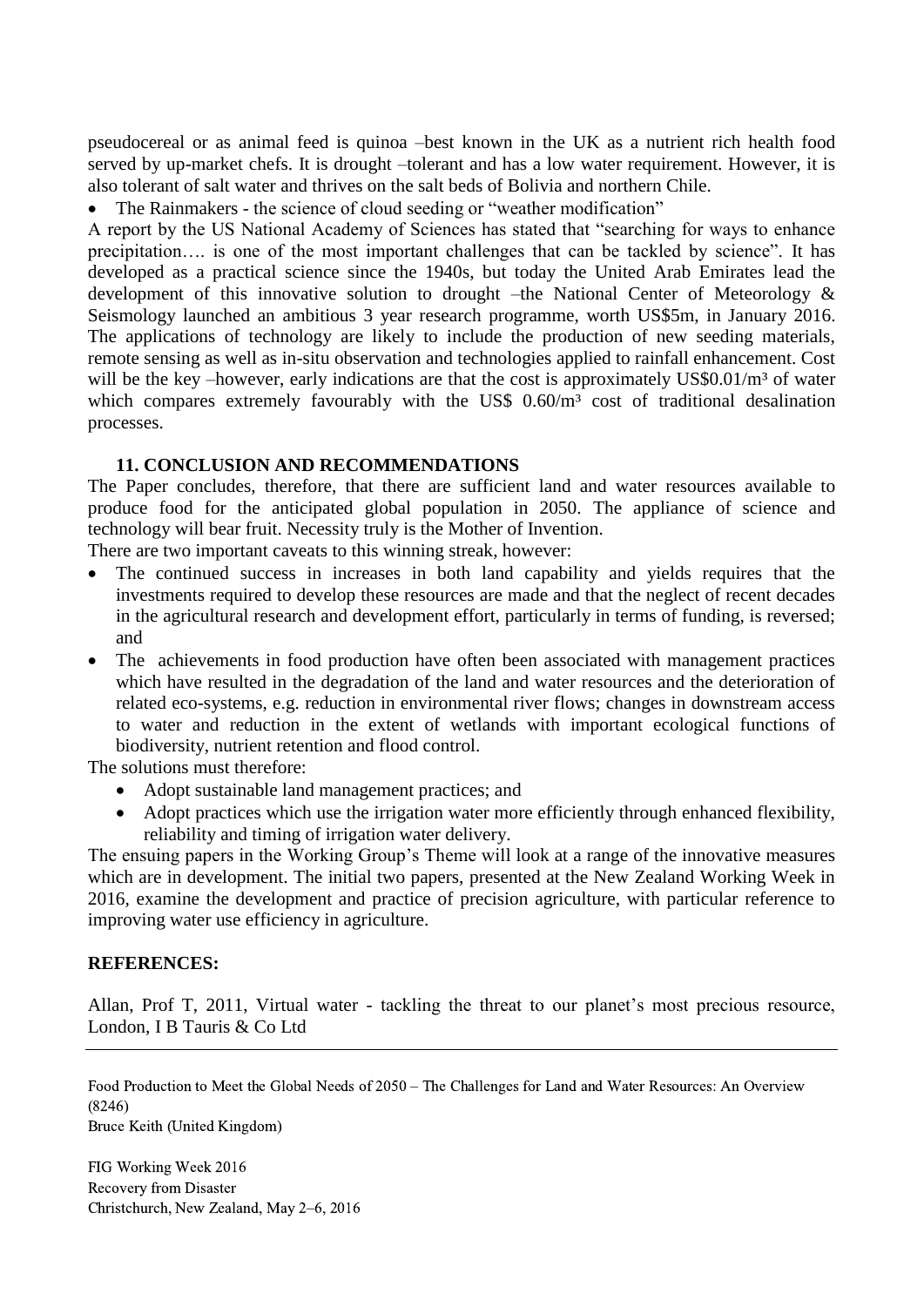pseudocereal or as animal feed is quinoa –best known in the UK as a nutrient rich health food served by up-market chefs. It is drought –tolerant and has a low water requirement. However, it is also tolerant of salt water and thrives on the salt beds of Bolivia and northern Chile.

- The Rainmakers - the science of cloud seeding or "weather modification"

A report by the US National Academy of Sciences has stated that "searching for ways to enhance precipitation…. is one of the most important challenges that can be tackled by science". It has developed as a practical science since the 1940s, but today the United Arab Emirates lead the development of this innovative solution to drought –the National Center of Meteorology & Seismology launched an ambitious 3 year research programme, worth US$5m, in January 2016. The applications of technology are likely to include the production of new seeding materials, remote sensing as well as in-situ observation and technologies applied to rainfall enhancement. Cost will be the key –however, early indications are that the cost is approximately US$0.01/m³ of water which compares extremely favourably with the US$ 0.60/m³ cost of traditional desalination processes.

### 11. CONCLUSION AND RECOMMENDATIONS

The Paper concludes, therefore, that there are sufficient land and water resources available to produce food for the anticipated global population in 2050. The appliance of science and technology will bear fruit. Necessity truly is the Mother of Invention.

There are two important caveats to this winning streak, however:

- The continued success in increases in both land capability and yields requires that the investments required to develop these resources are made and that the neglect of recent decades in the agricultural research and development effort, particularly in terms of funding, is reversed; and
- The achievements in food production have often been associated with management practices which have resulted in the degradation of the land and water resources and the deterioration of related eco-systems, e.g. reduction in environmental river flows; changes in downstream access to water and reduction in the extent of wetlands with important ecological functions of biodiversity, nutrient retention and flood control.

The solutions must therefore:

- Adopt sustainable land management practices; and
- Adopt practices which use the irrigation water more efficiently through enhanced flexibility, reliability and timing of irrigation water delivery.

The ensuing papers in the Working Group's Theme will look at a range of the innovative measures which are in development. The initial two papers, presented at the New Zealand Working Week in 2016, examine the development and practice of precision agriculture, with particular reference to improving water use efficiency in agriculture.

### REFERENCES:

Allan, Prof T, 2011, Virtual water - tackling the threat to our planet's most precious resource, London, I B Tauris & Co Ltd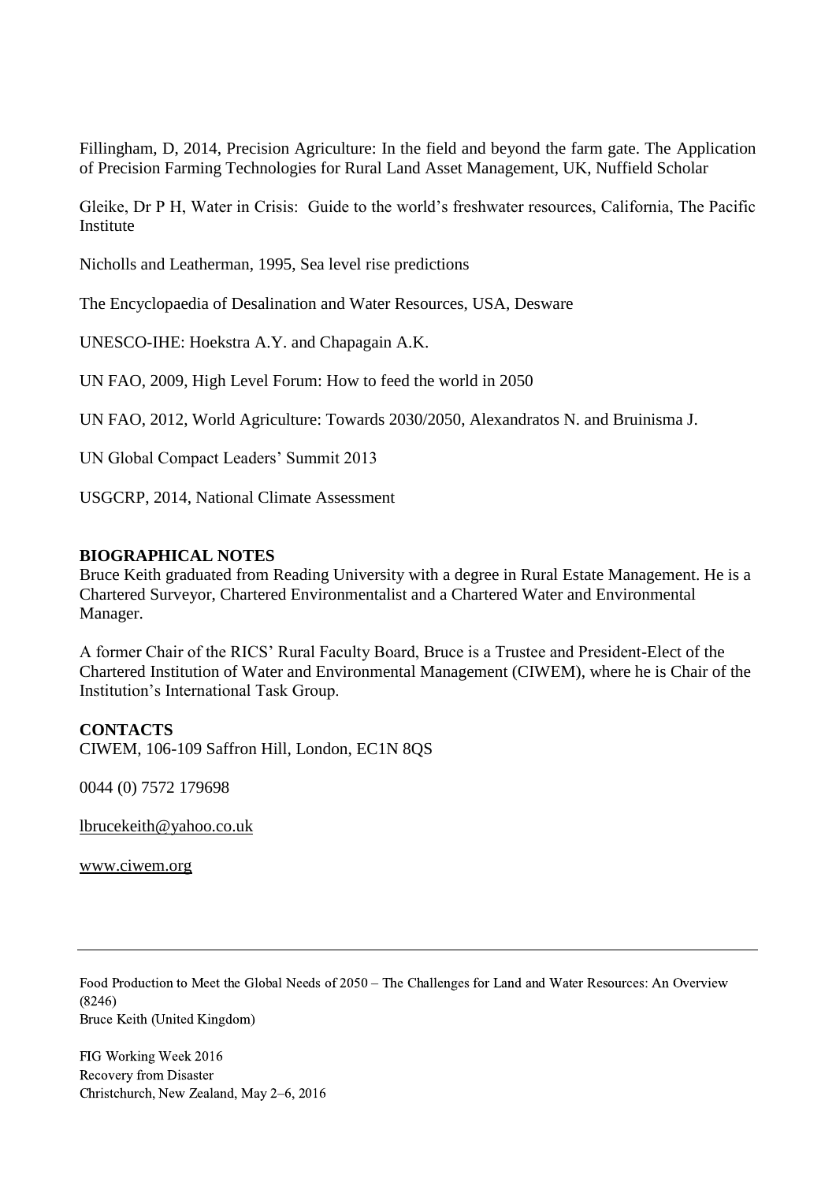Fillingham, D, 2014, Precision Agriculture: In the field and beyond the farm gate. The Application of Precision Farming Technologies for Rural Land Asset Management, UK, Nuffield Scholar

Gleike, Dr P H, Water in Crisis: Guide to the world's freshwater resources, California, The Pacific Institute

Nicholls and Leatherman, 1995, Sea level rise predictions

The Encyclopaedia of Desalination and Water Resources, USA, Desware

UNESCO-IHE: Hoekstra A.Y. and Chapagain A.K.

UN FAO, 2009, High Level Forum: How to feed the world in 2050

UN FAO, 2012, World Agriculture: Towards 2030/2050, Alexandratos N. and Bruinisma J.

UN Global Compact Leaders' Summit 2013

USGCRP, 2014, National Climate Assessment

## BIOGRAPHICAL NOTES

Bruce Keith graduated from Reading University with a degree in Rural Estate Management. He is a Chartered Surveyor, Chartered Environmentalist and a Chartered Water and Environmental Manager.

A former Chair of the RICS' Rural Faculty Board, Bruce is a Trustee and President-Elect of the Chartered Institution of Water and Environmental Management (CIWEM), where he is Chair of the Institution's International Task Group.

## CONTACTS

CIWEM, 106-109 Saffron Hill, London, EC1N 8QS

0044 (0) 7572 179698

lbrucekeith@yahoo.co.uk

www.ciwem.org